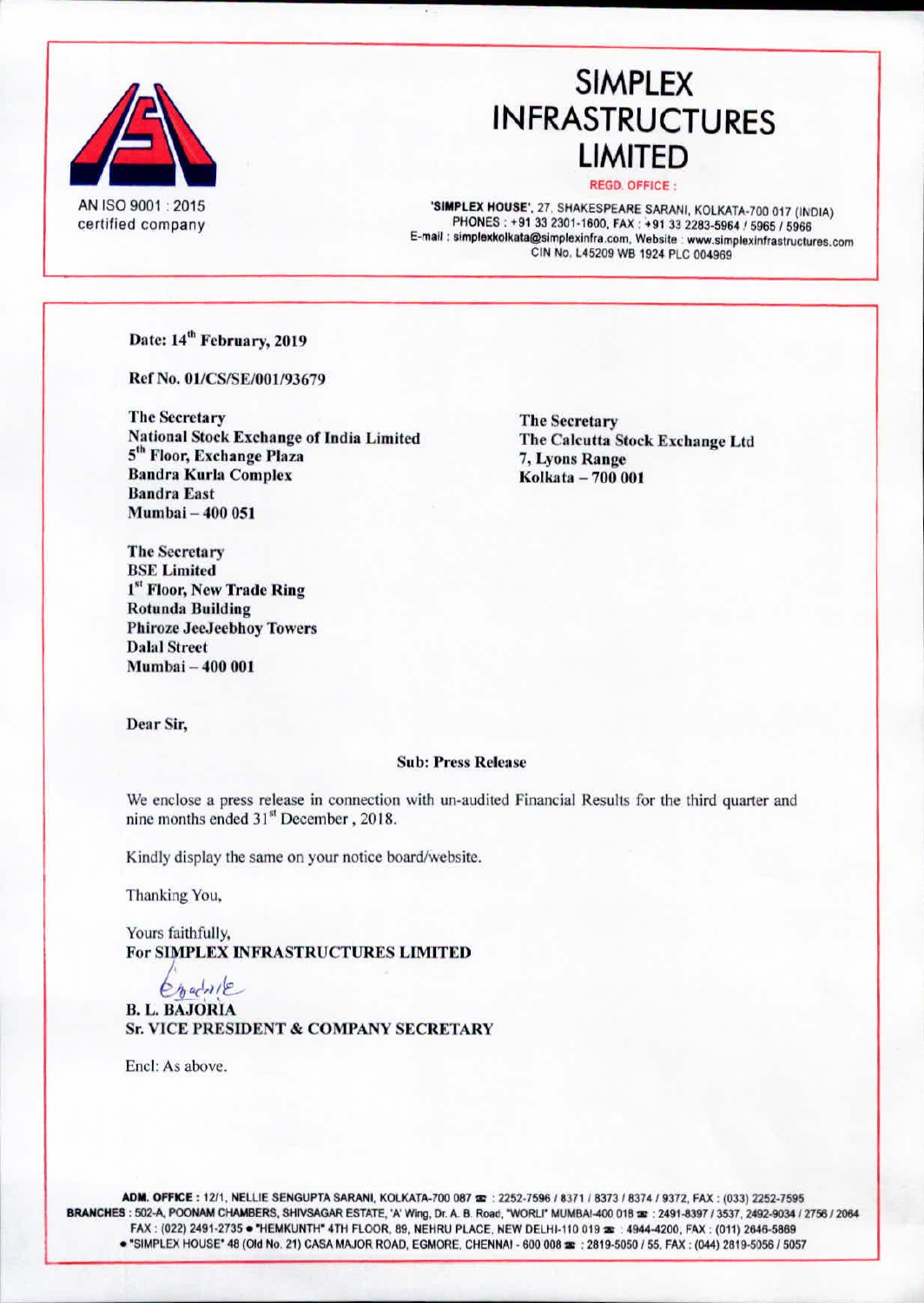AN ISO 9001 : 2015 certified company

# SIMPLEX INFRASTRUCTURES LIMITED

REGD. OFFICE :

'SIMPLEX HOUSE', 27, SHAKESPEARE SARANI, KOLKATA-700 017 (INDIA)
PHONES : +91 33 2301-1600, FAX : +91 33 2283-5964 / 5965 / 5966
E-mail : simplexkolkata@simplexinfra.com, Website : www.simplexinfrastructures.com
CIN No. L45209 WB 1924 PLC 004969

**Date: 14th February, 2019**

**Ref No. 01/CS/SE/001/93679**

**The Secretary**
**National Stock Exchange of India Limited**
**5th Floor, Exchange Plaza**
**Bandra Kurla Complex**
**Bandra East**
**Mumbai – 400 051**

**The Secretary**
**The Calcutta Stock Exchange Ltd**
**7, Lyons Range**
**Kolkata – 700 001**

**The Secretary**
**BSE Limited**
**1st Floor, New Trade Ring**
**Rotunda Building**
**Phiroze JeeJeebhoy Towers**
**Dalal Street**
**Mumbai – 400 001**

Dear Sir,

**Sub: Press Release**

We enclose a press release in connection with un-audited Financial Results for the third quarter and nine months ended 31st December , 2018.

Kindly display the same on your notice board/website.

Thanking You,

Yours faithfully,
**For SIMPLEX INFRASTRUCTURES LIMITED**

**B. L. BAJORIA**
**Sr. VICE PRESIDENT & COMPANY SECRETARY**

Encl: As above.

ADM. OFFICE : 12/1, NELLIE SENGUPTA SARANI, KOLKATA-700 087 ☎ : 2252-7596 / 8371 / 8373 / 8374 / 9372, FAX : (033) 2252-7595
BRANCHES : 502-A, POONAM CHAMBERS, SHIVSAGAR ESTATE, 'A' Wing, Dr. A. B. Road, "WORLI" MUMBAI-400 018 ☎ : 2491-8397 / 3537, 2492-9034 / 2756 / 2064 FAX : (022) 2491-2735 • "HEMKUNTH" 4TH FLOOR, 89, NEHRU PLACE, NEW DELHI-110 019 ☎ : 4944-4200, FAX : (011) 2646-5869 • "SIMPLEX HOUSE" 48 (Old No. 21) CASA MAJOR ROAD, EGMORE, CHENNAI - 600 008 ☎ : 2819-5050 / 55, FAX : (044) 2819-5056 / 5057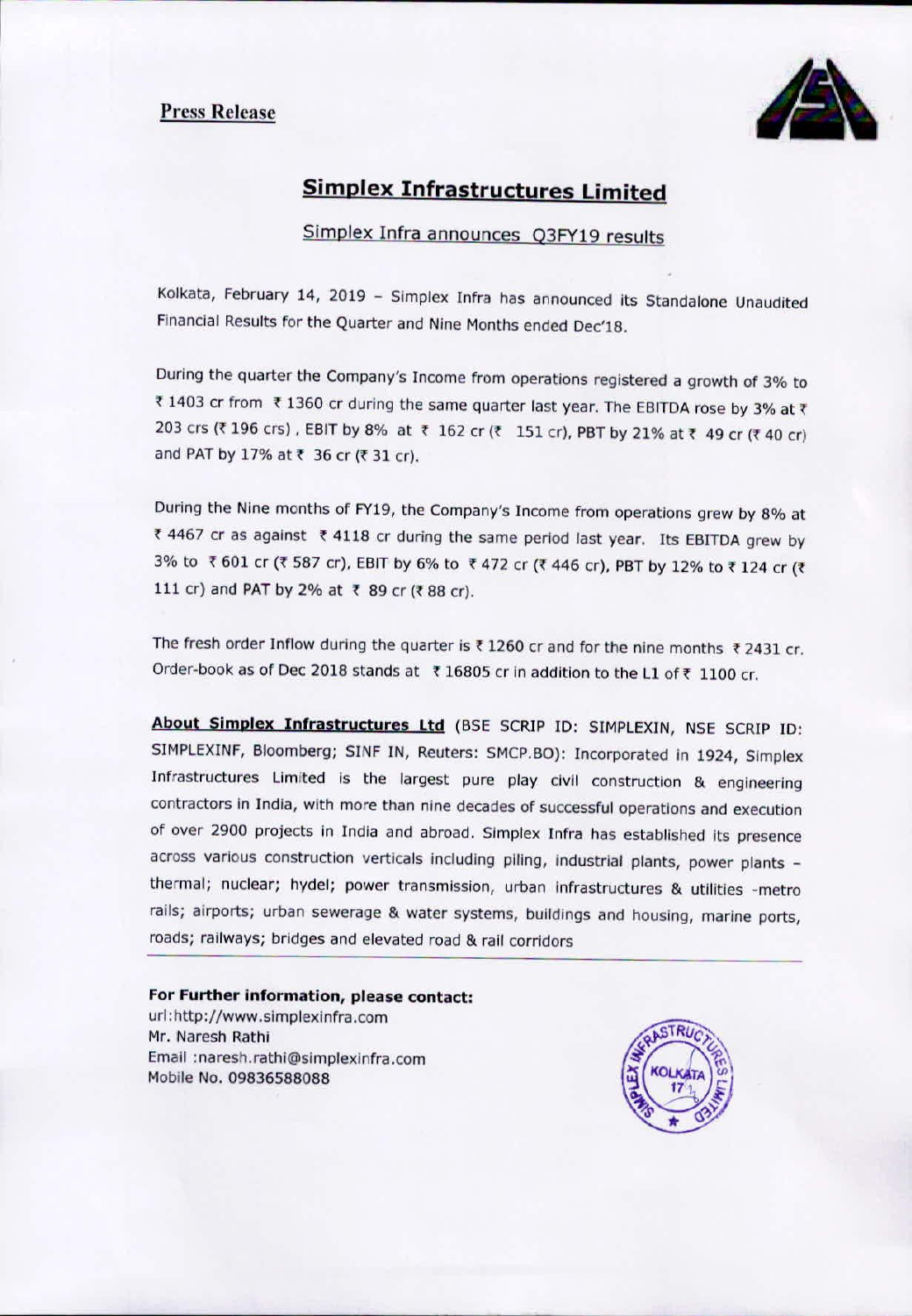**Press Release**

# Simplex Infrastructures Limited

## Simplex Infra announces Q3FY19 results

Kolkata, February 14, 2019 – Simplex Infra has announced its Standalone Unaudited Financial Results for the Quarter and Nine Months ended Dec'18.

During the quarter the Company's Income from operations registered a growth of 3% to ₹ 1403 cr from ₹ 1360 cr during the same quarter last year. The EBITDA rose by 3% at ₹ 203 crs (₹ 196 crs), EBIT by 8% at ₹ 162 cr (₹ 151 cr), PBT by 21% at ₹ 49 cr (₹ 40 cr) and PAT by 17% at ₹ 36 cr (₹ 31 cr).

During the Nine months of FY19, the Company's Income from operations grew by 8% at ₹ 4467 cr as against ₹ 4118 cr during the same period last year. Its EBITDA grew by 3% to ₹ 601 cr (₹ 587 cr), EBIT by 6% to ₹ 472 cr (₹ 446 cr), PBT by 12% to ₹ 124 cr (₹ 111 cr) and PAT by 2% at ₹ 89 cr (₹ 88 cr).

The fresh order Inflow during the quarter is ₹ 1260 cr and for the nine months ₹ 2431 cr. Order-book as of Dec 2018 stands at ₹ 16805 cr in addition to the L1 of ₹ 1100 cr.

**About Simplex Infrastructures Ltd** (BSE SCRIP ID: SIMPLEXIN, NSE SCRIP ID: SIMPLEXINF, Bloomberg; SINF IN, Reuters: SMCP.BO): Incorporated in 1924, Simplex Infrastructures Limited is the largest pure play civil construction & engineering contractors in India, with more than nine decades of successful operations and execution of over 2900 projects in India and abroad. Simplex Infra has established its presence across various construction verticals including piling, industrial plants, power plants – thermal; nuclear; hydel; power transmission, urban infrastructures & utilities -metro rails; airports; urban sewerage & water systems, buildings and housing, marine ports, roads; railways; bridges and elevated road & rail corridors

---

**For Further information, please contact:**
url:http://www.simplexinfra.com
Mr. Naresh Rathi
Email :naresh.rathi@simplexinfra.com
Mobile No. 09836588088